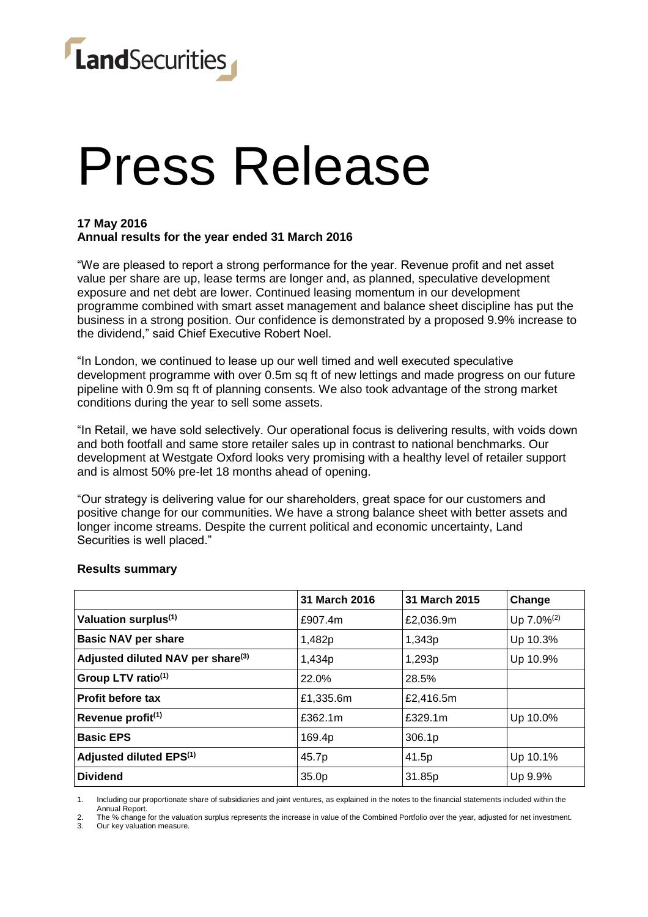LandSecurities

# Press Release

**17 May 2016**
**Annual results for the year ended 31 March 2016**

"We are pleased to report a strong performance for the year. Revenue profit and net asset value per share are up, lease terms are longer and, as planned, speculative development exposure and net debt are lower. Continued leasing momentum in our development programme combined with smart asset management and balance sheet discipline has put the business in a strong position. Our confidence is demonstrated by a proposed 9.9% increase to the dividend," said Chief Executive Robert Noel.

"In London, we continued to lease up our well timed and well executed speculative development programme with over 0.5m sq ft of new lettings and made progress on our future pipeline with 0.9m sq ft of planning consents. We also took advantage of the strong market conditions during the year to sell some assets.

"In Retail, we have sold selectively. Our operational focus is delivering results, with voids down and both footfall and same store retailer sales up in contrast to national benchmarks. Our development at Westgate Oxford looks very promising with a healthy level of retailer support and is almost 50% pre-let 18 months ahead of opening.

"Our strategy is delivering value for our shareholders, great space for our customers and positive change for our communities. We have a strong balance sheet with better assets and longer income streams. Despite the current political and economic uncertainty, Land Securities is well placed."

### Results summary

| | 31 March 2016 | 31 March 2015 | Change |
|---|---|---|---|
| **Valuation surplus[(1)]** | £907.4m | £2,036.9m | Up 7.0%[(2)] |
| **Basic NAV per share** | 1,482p | 1,343p | Up 10.3% |
| **Adjusted diluted NAV per share[(3)]** | 1,434p | 1,293p | Up 10.9% |
| **Group LTV ratio[(1)]** | 22.0% | 28.5% | |
| **Profit before tax** | £1,335.6m | £2,416.5m | |
| **Revenue profit[(1)]** | £362.1m | £329.1m | Up 10.0% |
| **Basic EPS** | 169.4p | 306.1p | |
| **Adjusted diluted EPS[(1)]** | 45.7p | 41.5p | Up 10.1% |
| **Dividend** | 35.0p | 31.85p | Up 9.9% |

1. Including our proportionate share of subsidiaries and joint ventures, as explained in the notes to the financial statements included within the Annual Report.
2. The % change for the valuation surplus represents the increase in value of the Combined Portfolio over the year, adjusted for net investment.
3. Our key valuation measure.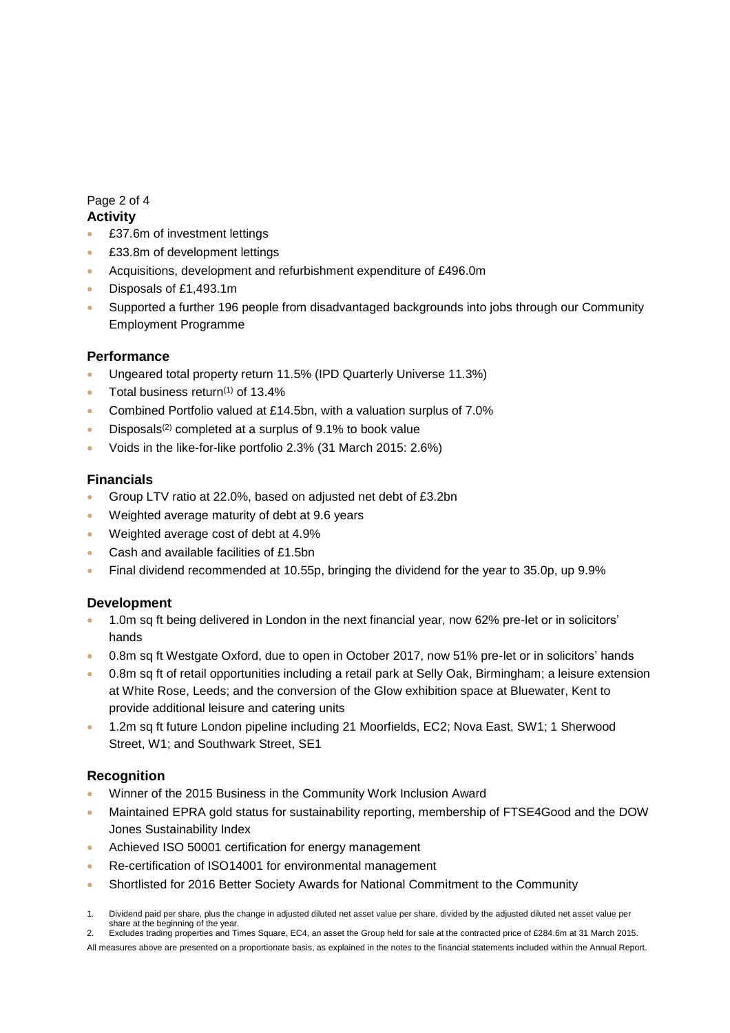## Activity

- £37.6m of investment lettings
- £33.8m of development lettings
- Acquisitions, development and refurbishment expenditure of £496.0m
- Disposals of £1,493.1m
- Supported a further 196 people from disadvantaged backgrounds into jobs through our Community Employment Programme

## Performance

- Ungeared total property return 11.5% (IPD Quarterly Universe 11.3%)
- Total business return[1] of 13.4%
- Combined Portfolio valued at £14.5bn, with a valuation surplus of 7.0%
- Disposals[2] completed at a surplus of 9.1% to book value
- Voids in the like-for-like portfolio 2.3% (31 March 2015: 2.6%)

## Financials

- Group LTV ratio at 22.0%, based on adjusted net debt of £3.2bn
- Weighted average maturity of debt at 9.6 years
- Weighted average cost of debt at 4.9%
- Cash and available facilities of £1.5bn
- Final dividend recommended at 10.55p, bringing the dividend for the year to 35.0p, up 9.9%

## Development

- 1.0m sq ft being delivered in London in the next financial year, now 62% pre-let or in solicitors' hands
- 0.8m sq ft Westgate Oxford, due to open in October 2017, now 51% pre-let or in solicitors' hands
- 0.8m sq ft of retail opportunities including a retail park at Selly Oak, Birmingham; a leisure extension at White Rose, Leeds; and the conversion of the Glow exhibition space at Bluewater, Kent to provide additional leisure and catering units
- 1.2m sq ft future London pipeline including 21 Moorfields, EC2; Nova East, SW1; 1 Sherwood Street, W1; and Southwark Street, SE1

## Recognition

- Winner of the 2015 Business in the Community Work Inclusion Award
- Maintained EPRA gold status for sustainability reporting, membership of FTSE4Good and the DOW Jones Sustainability Index
- Achieved ISO 50001 certification for energy management
- Re-certification of ISO14001 for environmental management
- Shortlisted for 2016 Better Society Awards for National Commitment to the Community

1. Dividend paid per share, plus the change in adjusted diluted net asset value per share, divided by the adjusted diluted net asset value per share at the beginning of the year.
2. Excludes trading properties and Times Square, EC4, an asset the Group held for sale at the contracted price of £284.6m at 31 March 2015.

All measures above are presented on a proportionate basis, as explained in the notes to the financial statements included within the Annual Report.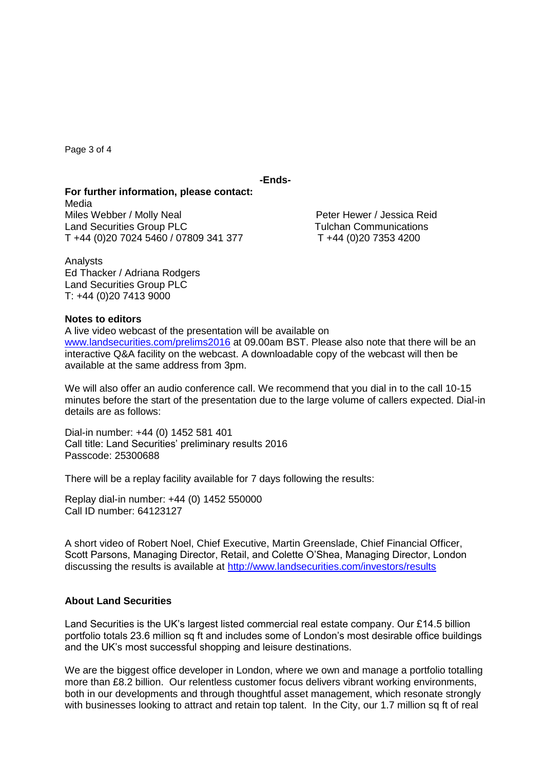**-Ends-**

**For further information, please contact:**

Media

Miles Webber / Molly Neal
Land Securities Group PLC
T +44 (0)20 7024 5460 / 07809 341 377

Peter Hewer / Jessica Reid
Tulchan Communications
T +44 (0)20 7353 4200

Analysts

Ed Thacker / Adriana Rodgers
Land Securities Group PLC
T: +44 (0)20 7413 9000

**Notes to editors**

A live video webcast of the presentation will be available on [www.landsecurities.com/prelims2016](www.landsecurities.com/prelims2016) at 09.00am BST. Please also note that there will be an interactive Q&A facility on the webcast. A downloadable copy of the webcast will then be available at the same address from 3pm.

We will also offer an audio conference call. We recommend that you dial in to the call 10-15 minutes before the start of the presentation due to the large volume of callers expected. Dial-in details are as follows:

Dial-in number: +44 (0) 1452 581 401
Call title: Land Securities' preliminary results 2016
Passcode: 25300688

There will be a replay facility available for 7 days following the results:

Replay dial-in number: +44 (0) 1452 550000
Call ID number: 64123127

A short video of Robert Noel, Chief Executive, Martin Greenslade, Chief Financial Officer, Scott Parsons, Managing Director, Retail, and Colette O'Shea, Managing Director, London discussing the results is available at [http://www.landsecurities.com/investors/results](http://www.landsecurities.com/investors/results)

**About Land Securities**

Land Securities is the UK's largest listed commercial real estate company. Our £14.5 billion portfolio totals 23.6 million sq ft and includes some of London's most desirable office buildings and the UK's most successful shopping and leisure destinations.

We are the biggest office developer in London, where we own and manage a portfolio totalling more than £8.2 billion. Our relentless customer focus delivers vibrant working environments, both in our developments and through thoughtful asset management, which resonate strongly with businesses looking to attract and retain top talent. In the City, our 1.7 million sq ft of real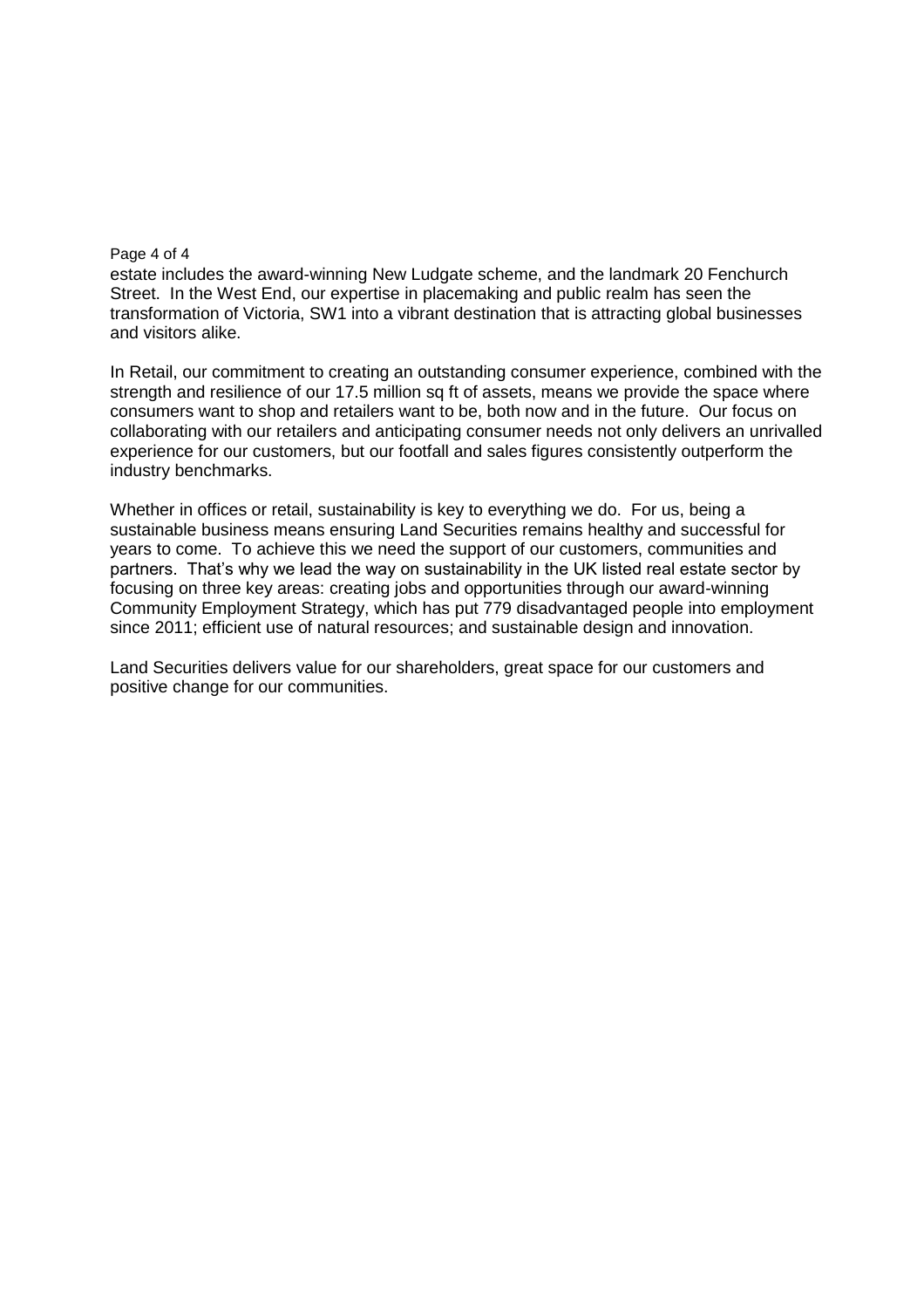estate includes the award-winning New Ludgate scheme, and the landmark 20 Fenchurch Street. In the West End, our expertise in placemaking and public realm has seen the transformation of Victoria, SW1 into a vibrant destination that is attracting global businesses and visitors alike.

In Retail, our commitment to creating an outstanding consumer experience, combined with the strength and resilience of our 17.5 million sq ft of assets, means we provide the space where consumers want to shop and retailers want to be, both now and in the future. Our focus on collaborating with our retailers and anticipating consumer needs not only delivers an unrivalled experience for our customers, but our footfall and sales figures consistently outperform the industry benchmarks.

Whether in offices or retail, sustainability is key to everything we do. For us, being a sustainable business means ensuring Land Securities remains healthy and successful for years to come. To achieve this we need the support of our customers, communities and partners. That's why we lead the way on sustainability in the UK listed real estate sector by focusing on three key areas: creating jobs and opportunities through our award-winning Community Employment Strategy, which has put 779 disadvantaged people into employment since 2011; efficient use of natural resources; and sustainable design and innovation.

Land Securities delivers value for our shareholders, great space for our customers and positive change for our communities.